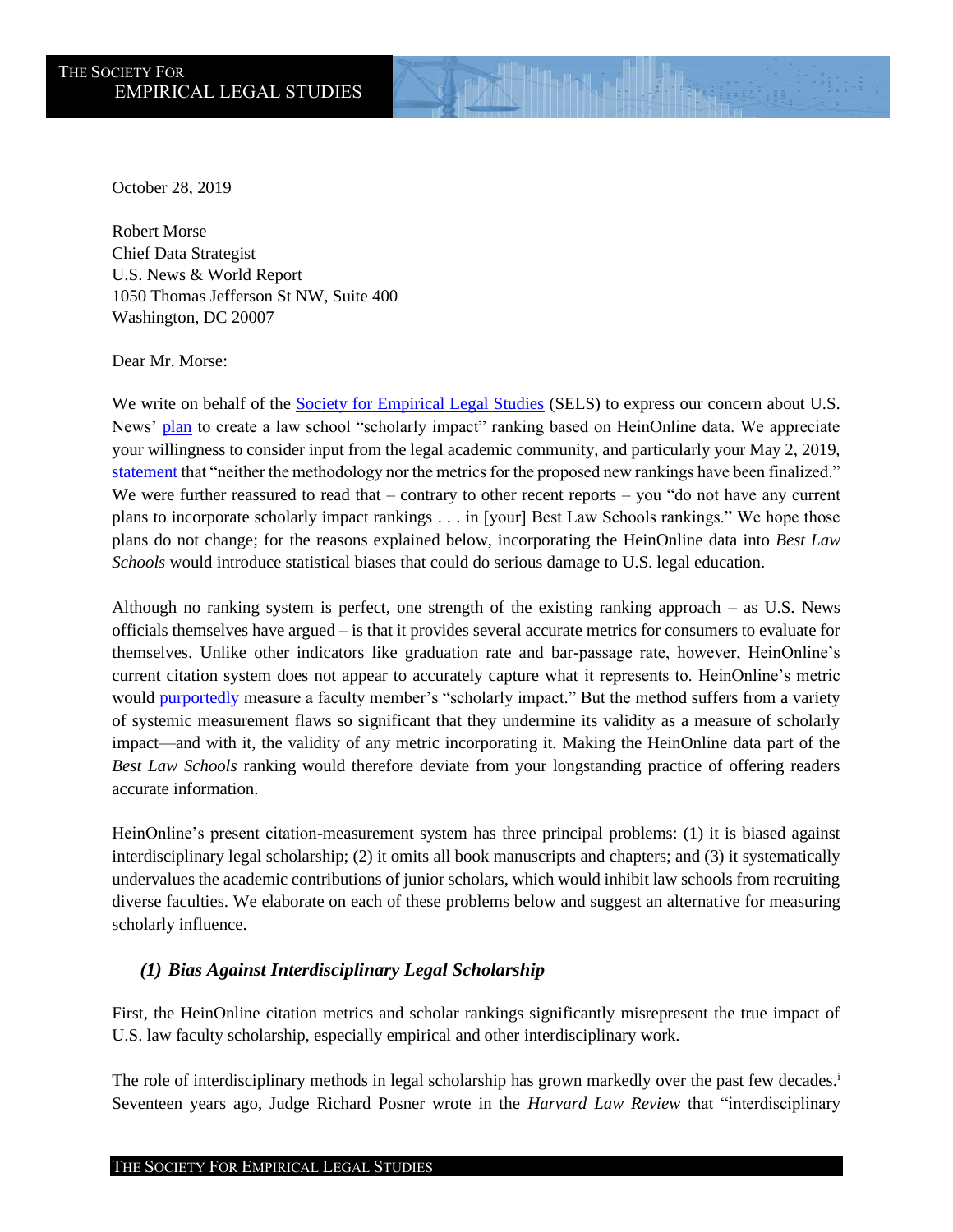October 28, 2019

Robert Morse
Chief Data Strategist
U.S. News & World Report
1050 Thomas Jefferson St NW, Suite 400
Washington, DC 20007

Dear Mr. Morse:

We write on behalf of the Society for Empirical Legal Studies (SELS) to express our concern about U.S. News' plan to create a law school "scholarly impact" ranking based on HeinOnline data. We appreciate your willingness to consider input from the legal academic community, and particularly your May 2, 2019, statement that "neither the methodology nor the metrics for the proposed new rankings have been finalized." We were further reassured to read that – contrary to other recent reports – you "do not have any current plans to incorporate scholarly impact rankings . . . in [your] Best Law Schools rankings." We hope those plans do not change; for the reasons explained below, incorporating the HeinOnline data into *Best Law Schools* would introduce statistical biases that could do serious damage to U.S. legal education.

Although no ranking system is perfect, one strength of the existing ranking approach – as U.S. News officials themselves have argued – is that it provides several accurate metrics for consumers to evaluate for themselves. Unlike other indicators like graduation rate and bar-passage rate, however, HeinOnline's current citation system does not appear to accurately capture what it represents to. HeinOnline's metric would purportedly measure a faculty member's "scholarly impact." But the method suffers from a variety of systemic measurement flaws so significant that they undermine its validity as a measure of scholarly impact—and with it, the validity of any metric incorporating it. Making the HeinOnline data part of the *Best Law Schools* ranking would therefore deviate from your longstanding practice of offering readers accurate information.

HeinOnline's present citation-measurement system has three principal problems: (1) it is biased against interdisciplinary legal scholarship; (2) it omits all book manuscripts and chapters; and (3) it systematically undervalues the academic contributions of junior scholars, which would inhibit law schools from recruiting diverse faculties. We elaborate on each of these problems below and suggest an alternative for measuring scholarly influence.

### *(1) Bias Against Interdisciplinary Legal Scholarship*

First, the HeinOnline citation metrics and scholar rankings significantly misrepresent the true impact of U.S. law faculty scholarship, especially empirical and other interdisciplinary work.

The role of interdisciplinary methods in legal scholarship has grown markedly over the past few decades.[i] Seventeen years ago, Judge Richard Posner wrote in the *Harvard Law Review* that "interdisciplinary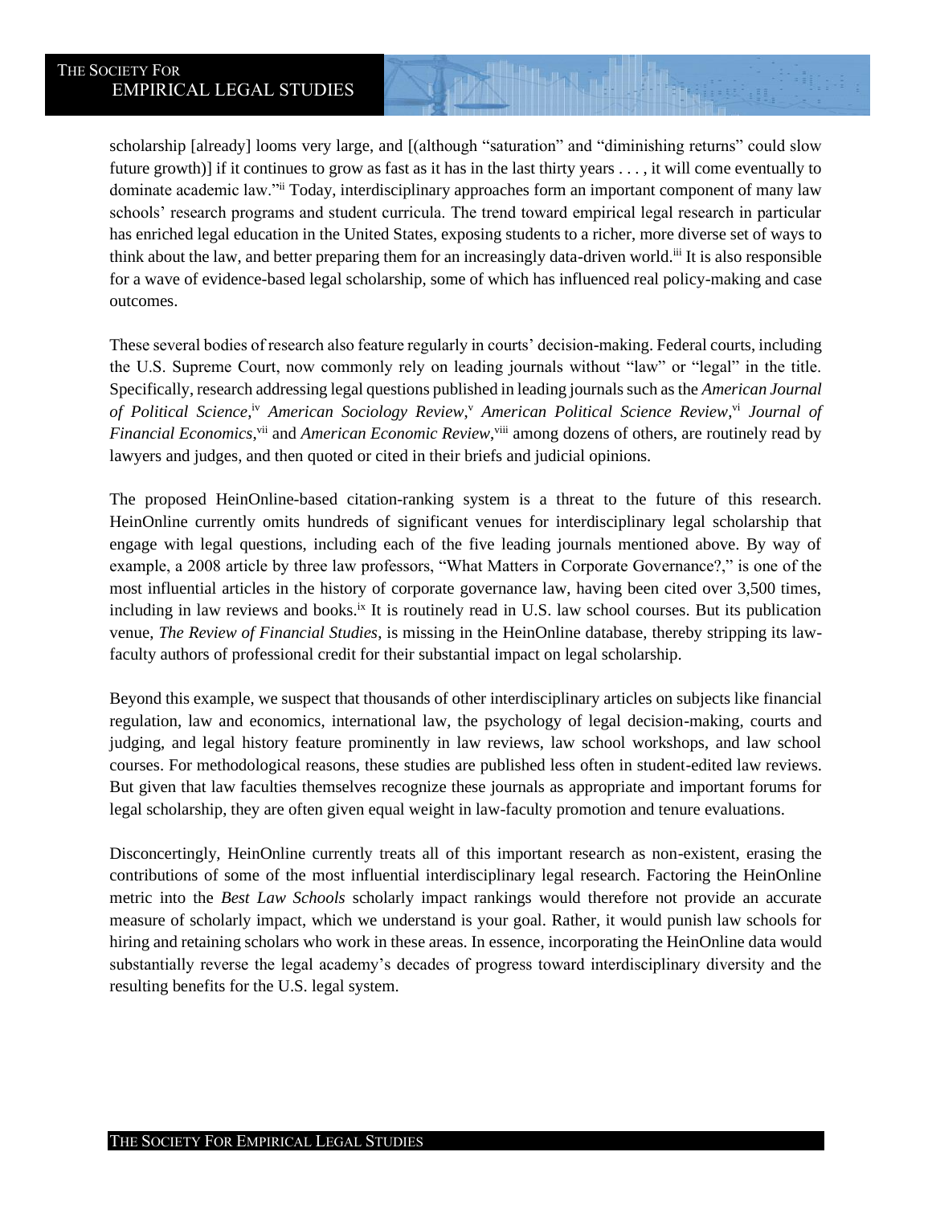scholarship [already] looms very large, and [(although "saturation" and "diminishing returns" could slow future growth)] if it continues to grow as fast as it has in the last thirty years . . . , it will come eventually to dominate academic law."[ii] Today, interdisciplinary approaches form an important component of many law schools' research programs and student curricula. The trend toward empirical legal research in particular has enriched legal education in the United States, exposing students to a richer, more diverse set of ways to think about the law, and better preparing them for an increasingly data-driven world.[iii] It is also responsible for a wave of evidence-based legal scholarship, some of which has influenced real policy-making and case outcomes.

These several bodies of research also feature regularly in courts' decision-making. Federal courts, including the U.S. Supreme Court, now commonly rely on leading journals without "law" or "legal" in the title. Specifically, research addressing legal questions published in leading journals such as the *American Journal of Political Science*,[iv] *American Sociology Review*,[v] *American Political Science Review*,[vi] *Journal of Financial Economics*,[vii] and *American Economic Review*,[viii] among dozens of others, are routinely read by lawyers and judges, and then quoted or cited in their briefs and judicial opinions.

The proposed HeinOnline-based citation-ranking system is a threat to the future of this research. HeinOnline currently omits hundreds of significant venues for interdisciplinary legal scholarship that engage with legal questions, including each of the five leading journals mentioned above. By way of example, a 2008 article by three law professors, "What Matters in Corporate Governance?," is one of the most influential articles in the history of corporate governance law, having been cited over 3,500 times, including in law reviews and books.[ix] It is routinely read in U.S. law school courses. But its publication venue, *The Review of Financial Studies*, is missing in the HeinOnline database, thereby stripping its law-faculty authors of professional credit for their substantial impact on legal scholarship.

Beyond this example, we suspect that thousands of other interdisciplinary articles on subjects like financial regulation, law and economics, international law, the psychology of legal decision-making, courts and judging, and legal history feature prominently in law reviews, law school workshops, and law school courses. For methodological reasons, these studies are published less often in student-edited law reviews. But given that law faculties themselves recognize these journals as appropriate and important forums for legal scholarship, they are often given equal weight in law-faculty promotion and tenure evaluations.

Disconcertingly, HeinOnline currently treats all of this important research as non-existent, erasing the contributions of some of the most influential interdisciplinary legal research. Factoring the HeinOnline metric into the *Best Law Schools* scholarly impact rankings would therefore not provide an accurate measure of scholarly impact, which we understand is your goal. Rather, it would punish law schools for hiring and retaining scholars who work in these areas. In essence, incorporating the HeinOnline data would substantially reverse the legal academy's decades of progress toward interdisciplinary diversity and the resulting benefits for the U.S. legal system.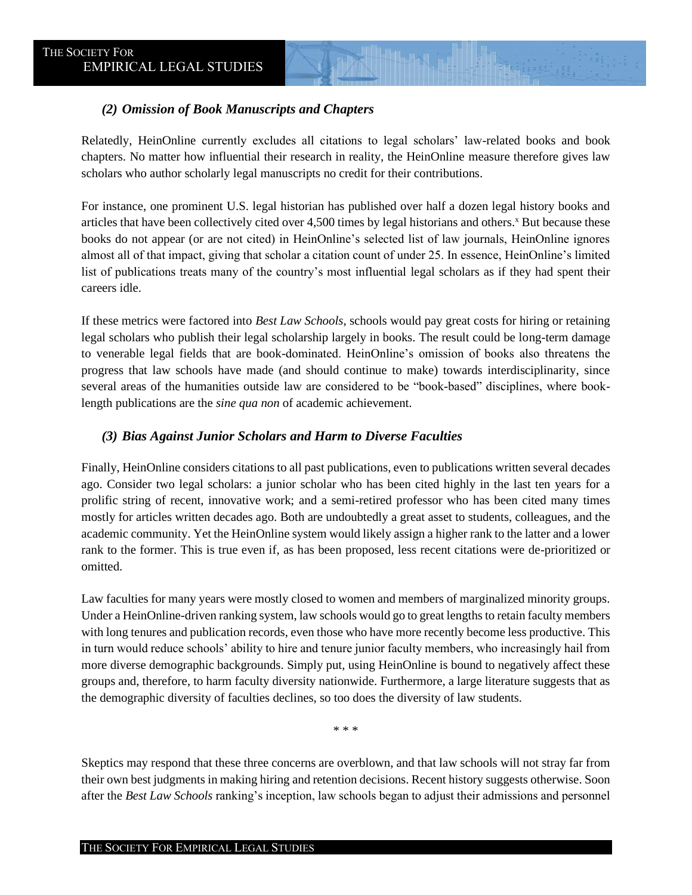### *(2) Omission of Book Manuscripts and Chapters*

Relatedly, HeinOnline currently excludes all citations to legal scholars' law-related books and book chapters. No matter how influential their research in reality, the HeinOnline measure therefore gives law scholars who author scholarly legal manuscripts no credit for their contributions.

For instance, one prominent U.S. legal historian has published over half a dozen legal history books and articles that have been collectively cited over 4,500 times by legal historians and others.[x] But because these books do not appear (or are not cited) in HeinOnline's selected list of law journals, HeinOnline ignores almost all of that impact, giving that scholar a citation count of under 25. In essence, HeinOnline's limited list of publications treats many of the country's most influential legal scholars as if they had spent their careers idle.

If these metrics were factored into *Best Law Schools*, schools would pay great costs for hiring or retaining legal scholars who publish their legal scholarship largely in books. The result could be long-term damage to venerable legal fields that are book-dominated. HeinOnline's omission of books also threatens the progress that law schools have made (and should continue to make) towards interdisciplinarity, since several areas of the humanities outside law are considered to be "book-based" disciplines, where book-length publications are the *sine qua non* of academic achievement.

### *(3) Bias Against Junior Scholars and Harm to Diverse Faculties*

Finally, HeinOnline considers citations to all past publications, even to publications written several decades ago. Consider two legal scholars: a junior scholar who has been cited highly in the last ten years for a prolific string of recent, innovative work; and a semi-retired professor who has been cited many times mostly for articles written decades ago. Both are undoubtedly a great asset to students, colleagues, and the academic community. Yet the HeinOnline system would likely assign a higher rank to the latter and a lower rank to the former. This is true even if, as has been proposed, less recent citations were de-prioritized or omitted.

Law faculties for many years were mostly closed to women and members of marginalized minority groups. Under a HeinOnline-driven ranking system, law schools would go to great lengths to retain faculty members with long tenures and publication records, even those who have more recently become less productive. This in turn would reduce schools' ability to hire and tenure junior faculty members, who increasingly hail from more diverse demographic backgrounds. Simply put, using HeinOnline is bound to negatively affect these groups and, therefore, to harm faculty diversity nationwide. Furthermore, a large literature suggests that as the demographic diversity of faculties declines, so too does the diversity of law students.

\* \* \*

Skeptics may respond that these three concerns are overblown, and that law schools will not stray far from their own best judgments in making hiring and retention decisions. Recent history suggests otherwise. Soon after the *Best Law Schools* ranking's inception, law schools began to adjust their admissions and personnel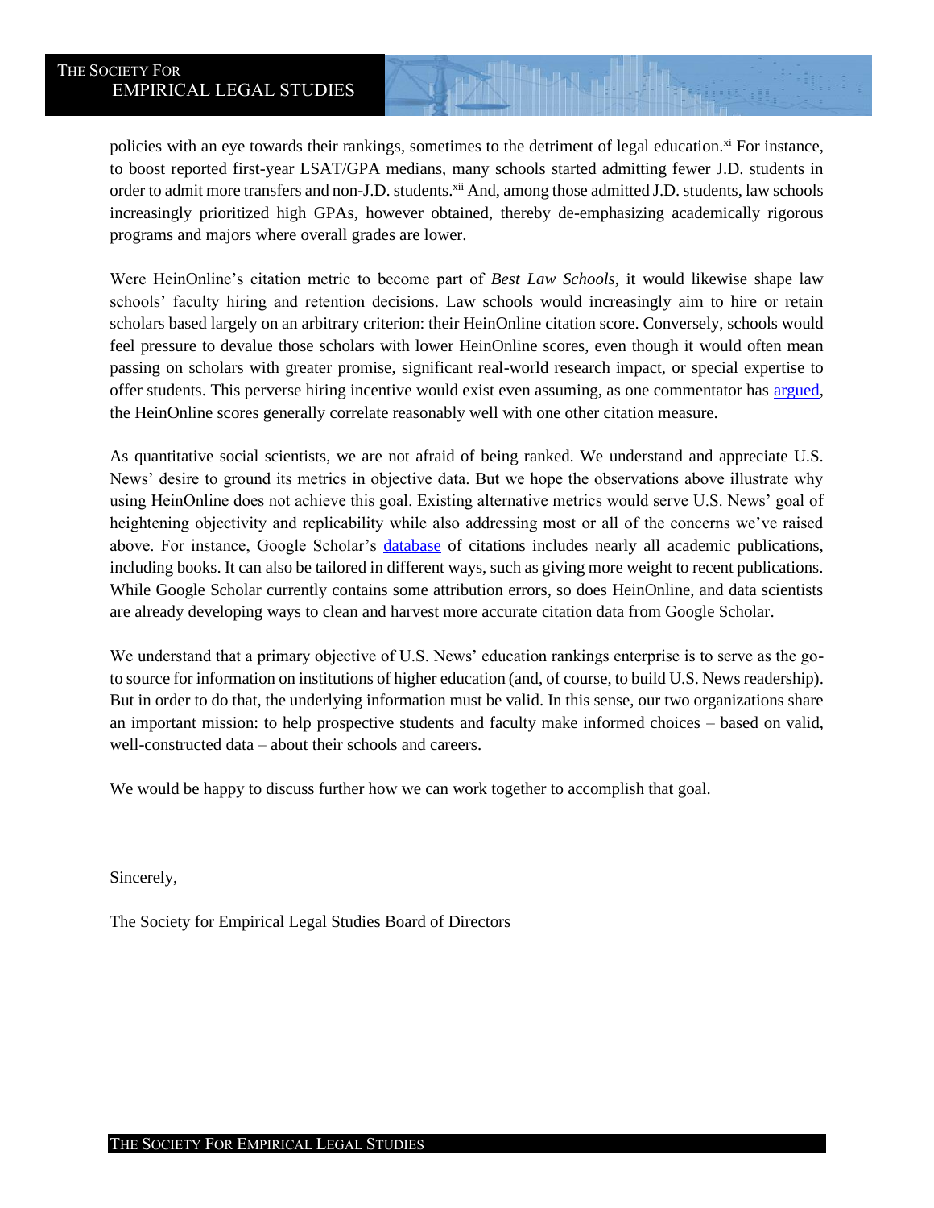policies with an eye towards their rankings, sometimes to the detriment of legal education.[xi] For instance, to boost reported first-year LSAT/GPA medians, many schools started admitting fewer J.D. students in order to admit more transfers and non-J.D. students.[xii] And, among those admitted J.D. students, law schools increasingly prioritized high GPAs, however obtained, thereby de-emphasizing academically rigorous programs and majors where overall grades are lower.

Were HeinOnline's citation metric to become part of *Best Law Schools*, it would likewise shape law schools' faculty hiring and retention decisions. Law schools would increasingly aim to hire or retain scholars based largely on an arbitrary criterion: their HeinOnline citation score. Conversely, schools would feel pressure to devalue those scholars with lower HeinOnline scores, even though it would often mean passing on scholars with greater promise, significant real-world research impact, or special expertise to offer students. This perverse hiring incentive would exist even assuming, as one commentator has argued, the HeinOnline scores generally correlate reasonably well with one other citation measure.

As quantitative social scientists, we are not afraid of being ranked. We understand and appreciate U.S. News' desire to ground its metrics in objective data. But we hope the observations above illustrate why using HeinOnline does not achieve this goal. Existing alternative metrics would serve U.S. News' goal of heightening objectivity and replicability while also addressing most or all of the concerns we've raised above. For instance, Google Scholar's database of citations includes nearly all academic publications, including books. It can also be tailored in different ways, such as giving more weight to recent publications. While Google Scholar currently contains some attribution errors, so does HeinOnline, and data scientists are already developing ways to clean and harvest more accurate citation data from Google Scholar.

We understand that a primary objective of U.S. News' education rankings enterprise is to serve as the go-to source for information on institutions of higher education (and, of course, to build U.S. News readership). But in order to do that, the underlying information must be valid. In this sense, our two organizations share an important mission: to help prospective students and faculty make informed choices – based on valid, well-constructed data – about their schools and careers.

We would be happy to discuss further how we can work together to accomplish that goal.

Sincerely,

The Society for Empirical Legal Studies Board of Directors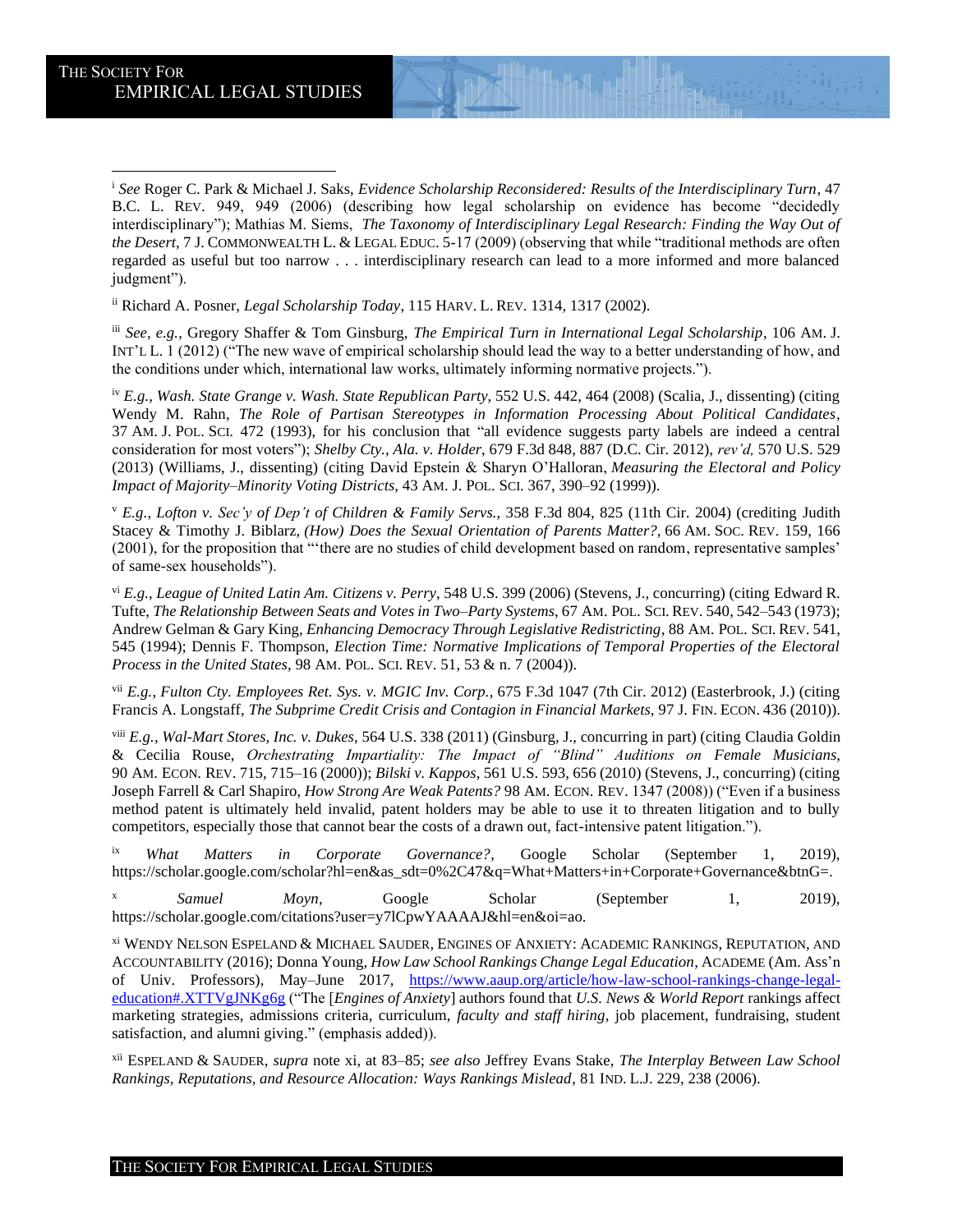[i] *See* Roger C. Park & Michael J. Saks, *Evidence Scholarship Reconsidered: Results of the Interdisciplinary Turn*, 47 B.C. L. REV. 949, 949 (2006) (describing how legal scholarship on evidence has become "decidedly interdisciplinary"); Mathias M. Siems, *The Taxonomy of Interdisciplinary Legal Research: Finding the Way Out of the Desert*, 7 J. COMMONWEALTH L. & LEGAL EDUC. 5-17 (2009) (observing that while "traditional methods are often regarded as useful but too narrow . . . interdisciplinary research can lead to a more informed and more balanced judgment").

[ii] Richard A. Posner, *Legal Scholarship Today*, 115 HARV. L. REV. 1314, 1317 (2002).

[iii] *See, e.g.*, Gregory Shaffer & Tom Ginsburg, *The Empirical Turn in International Legal Scholarship*, 106 AM. J. INT'L L. 1 (2012) ("The new wave of empirical scholarship should lead the way to a better understanding of how, and the conditions under which, international law works, ultimately informing normative projects.").

[iv] *E.g.*, *Wash. State Grange v. Wash. State Republican Party*, 552 U.S. 442, 464 (2008) (Scalia, J., dissenting) (citing Wendy M. Rahn, *The Role of Partisan Stereotypes in Information Processing About Political Candidates*, 37 AM. J. POL. SCI. 472 (1993), for his conclusion that "all evidence suggests party labels are indeed a central consideration for most voters"); *Shelby Cty., Ala. v. Holder*, 679 F.3d 848, 887 (D.C. Cir. 2012), *rev'd,* 570 U.S. 529 (2013) (Williams, J., dissenting) (citing David Epstein & Sharyn O'Halloran, *Measuring the Electoral and Policy Impact of Majority–Minority Voting Districts,* 43 AM. J. POL. SCI. 367, 390–92 (1999)).

[v] *E.g.*, *Lofton v. Sec'y of Dep't of Children & Family Servs.*, 358 F.3d 804, 825 (11th Cir. 2004) (crediting Judith Stacey & Timothy J. Biblarz, *(How) Does the Sexual Orientation of Parents Matter?,* 66 AM. SOC. REV. 159, 166 (2001), for the proposition that "'there are no studies of child development based on random, representative samples' of same-sex households").

[vi] *E.g.*, *League of United Latin Am. Citizens v. Perry*, 548 U.S. 399 (2006) (Stevens, J., concurring) (citing Edward R. Tufte, *The Relationship Between Seats and Votes in Two–Party Systems*, 67 AM. POL. SCI. REV. 540, 542–543 (1973); Andrew Gelman & Gary King, *Enhancing Democracy Through Legislative Redistricting*, 88 AM. POL. SCI. REV. 541, 545 (1994); Dennis F. Thompson, *Election Time: Normative Implications of Temporal Properties of the Electoral Process in the United States*, 98 AM. POL. SCI. REV. 51, 53 & n. 7 (2004)).

[vii] *E.g.*, *Fulton Cty. Employees Ret. Sys. v. MGIC Inv. Corp.*, 675 F.3d 1047 (7th Cir. 2012) (Easterbrook, J.) (citing Francis A. Longstaff, *The Subprime Credit Crisis and Contagion in Financial Markets,* 97 J. FIN. ECON. 436 (2010)).

[viii] *E.g.*, *Wal-Mart Stores, Inc. v. Dukes*, 564 U.S. 338 (2011) (Ginsburg, J., concurring in part) (citing Claudia Goldin & Cecilia Rouse, *Orchestrating Impartiality: The Impact of "Blind" Auditions on Female Musicians*, 90 AM. ECON. REV. 715, 715–16 (2000)); *Bilski v. Kappos,* 561 U.S. 593, 656 (2010) (Stevens, J., concurring) (citing Joseph Farrell & Carl Shapiro, *How Strong Are Weak Patents?* 98 AM. ECON. REV. 1347 (2008)) ("Even if a business method patent is ultimately held invalid, patent holders may be able to use it to threaten litigation and to bully competitors, especially those that cannot bear the costs of a drawn out, fact-intensive patent litigation.").

[ix] *What Matters in Corporate Governance?*, Google Scholar (September 1, 2019), https://scholar.google.com/scholar?hl=en&as_sdt=0%2C47&q=What+Matters+in+Corporate+Governance&btnG=.

[x] *Samuel Moyn*, Google Scholar (September 1, 2019), https://scholar.google.com/citations?user=y7lCpwYAAAAJ&hl=en&oi=ao.

[xi] WENDY NELSON ESPELAND & MICHAEL SAUDER, ENGINES OF ANXIETY: ACADEMIC RANKINGS, REPUTATION, AND ACCOUNTABILITY (2016); Donna Young, *How Law School Rankings Change Legal Education*, ACADEME (Am. Ass'n of Univ. Professors), May–June 2017, https://www.aaup.org/article/how-law-school-rankings-change-legal-education#.XTTVgJNKg6g ("The [*Engines of Anxiety*] authors found that *U.S. News & World Report* rankings affect marketing strategies, admissions criteria, curriculum, *faculty and staff hiring*, job placement, fundraising, student satisfaction, and alumni giving." (emphasis added)).

[xii] ESPELAND & SAUDER, *supra* note xi, at 83–85; *see also* Jeffrey Evans Stake, *The Interplay Between Law School Rankings, Reputations, and Resource Allocation: Ways Rankings Mislead*, 81 IND. L.J. 229, 238 (2006).